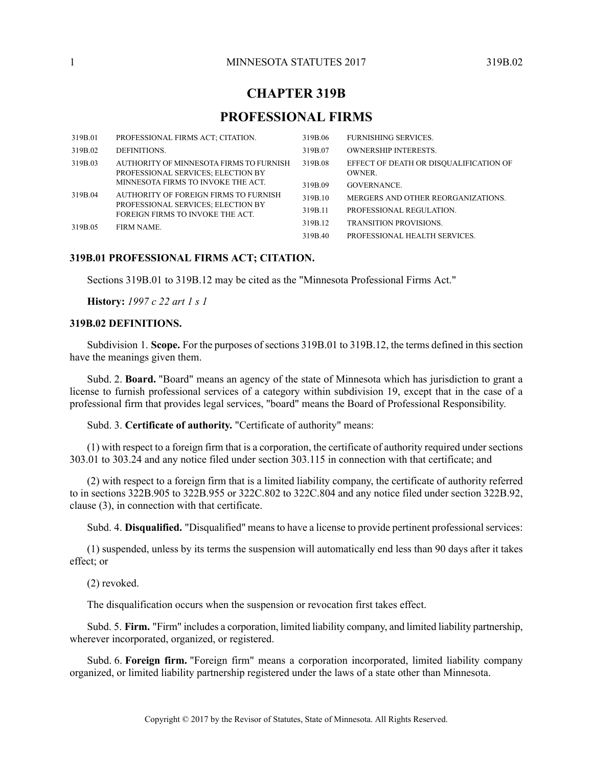# CHAPTER 319B

# PROFESSIONAL FIRMS

| | | | |
|---|---|---|---|
| 319B.01 | PROFESSIONAL FIRMS ACT; CITATION. | 319B.06 | FURNISHING SERVICES. |
| 319B.02 | DEFINITIONS. | 319B.07 | OWNERSHIP INTERESTS. |
| 319B.03 | AUTHORITY OF MINNESOTA FIRMS TO FURNISH PROFESSIONAL SERVICES; ELECTION BY MINNESOTA FIRMS TO INVOKE THE ACT. | 319B.08 | EFFECT OF DEATH OR DISQUALIFICATION OF OWNER. |
| 319B.04 | AUTHORITY OF FOREIGN FIRMS TO FURNISH PROFESSIONAL SERVICES; ELECTION BY FOREIGN FIRMS TO INVOKE THE ACT. | 319B.09 | GOVERNANCE. |
| 319B.05 | FIRM NAME. | 319B.10 | MERGERS AND OTHER REORGANIZATIONS. |
| | | 319B.11 | PROFESSIONAL REGULATION. |
| | | 319B.12 | TRANSITION PROVISIONS. |
| | | 319B.40 | PROFESSIONAL HEALTH SERVICES. |

### 319B.01 PROFESSIONAL FIRMS ACT; CITATION.

Sections 319B.01 to 319B.12 may be cited as the "Minnesota Professional Firms Act."

**History:** *1997 c 22 art 1 s 1*

### 319B.02 DEFINITIONS.

Subdivision 1. **Scope.** For the purposes of sections 319B.01 to 319B.12, the terms defined in this section have the meanings given them.

Subd. 2. **Board.** "Board" means an agency of the state of Minnesota which has jurisdiction to grant a license to furnish professional services of a category within subdivision 19, except that in the case of a professional firm that provides legal services, "board" means the Board of Professional Responsibility.

Subd. 3. **Certificate of authority.** "Certificate of authority" means:

(1) with respect to a foreign firm that is a corporation, the certificate of authority required under sections 303.01 to 303.24 and any notice filed under section 303.115 in connection with that certificate; and

(2) with respect to a foreign firm that is a limited liability company, the certificate of authority referred to in sections 322B.905 to 322B.955 or 322C.802 to 322C.804 and any notice filed under section 322B.92, clause (3), in connection with that certificate.

Subd. 4. **Disqualified.** "Disqualified" means to have a license to provide pertinent professional services:

(1) suspended, unless by its terms the suspension will automatically end less than 90 days after it takes effect; or

(2) revoked.

The disqualification occurs when the suspension or revocation first takes effect.

Subd. 5. **Firm.** "Firm" includes a corporation, limited liability company, and limited liability partnership, wherever incorporated, organized, or registered.

Subd. 6. **Foreign firm.** "Foreign firm" means a corporation incorporated, limited liability company organized, or limited liability partnership registered under the laws of a state other than Minnesota.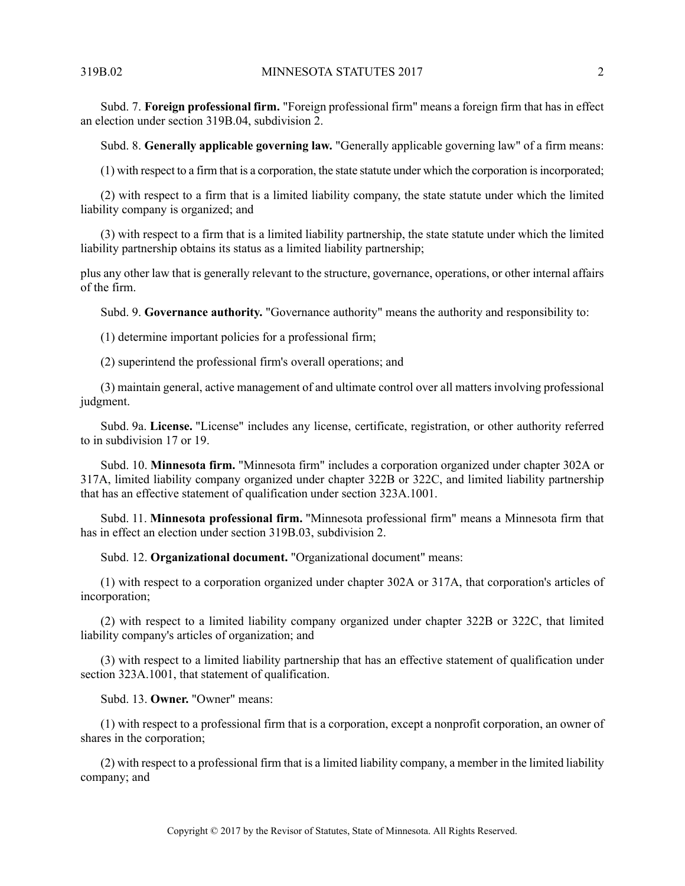Subd. 7. **Foreign professional firm.** "Foreign professional firm" means a foreign firm that has in effect an election under section 319B.04, subdivision 2.

Subd. 8. **Generally applicable governing law.** "Generally applicable governing law" of a firm means:

(1) with respect to a firm that is a corporation, the state statute under which the corporation is incorporated;

(2) with respect to a firm that is a limited liability company, the state statute under which the limited liability company is organized; and

(3) with respect to a firm that is a limited liability partnership, the state statute under which the limited liability partnership obtains its status as a limited liability partnership;

plus any other law that is generally relevant to the structure, governance, operations, or other internal affairs of the firm.

Subd. 9. **Governance authority.** "Governance authority" means the authority and responsibility to:

(1) determine important policies for a professional firm;

(2) superintend the professional firm's overall operations; and

(3) maintain general, active management of and ultimate control over all matters involving professional judgment.

Subd. 9a. **License.** "License" includes any license, certificate, registration, or other authority referred to in subdivision 17 or 19.

Subd. 10. **Minnesota firm.** "Minnesota firm" includes a corporation organized under chapter 302A or 317A, limited liability company organized under chapter 322B or 322C, and limited liability partnership that has an effective statement of qualification under section 323A.1001.

Subd. 11. **Minnesota professional firm.** "Minnesota professional firm" means a Minnesota firm that has in effect an election under section 319B.03, subdivision 2.

Subd. 12. **Organizational document.** "Organizational document" means:

(1) with respect to a corporation organized under chapter 302A or 317A, that corporation's articles of incorporation;

(2) with respect to a limited liability company organized under chapter 322B or 322C, that limited liability company's articles of organization; and

(3) with respect to a limited liability partnership that has an effective statement of qualification under section 323A.1001, that statement of qualification.

Subd. 13. **Owner.** "Owner" means:

(1) with respect to a professional firm that is a corporation, except a nonprofit corporation, an owner of shares in the corporation;

(2) with respect to a professional firm that is a limited liability company, a member in the limited liability company; and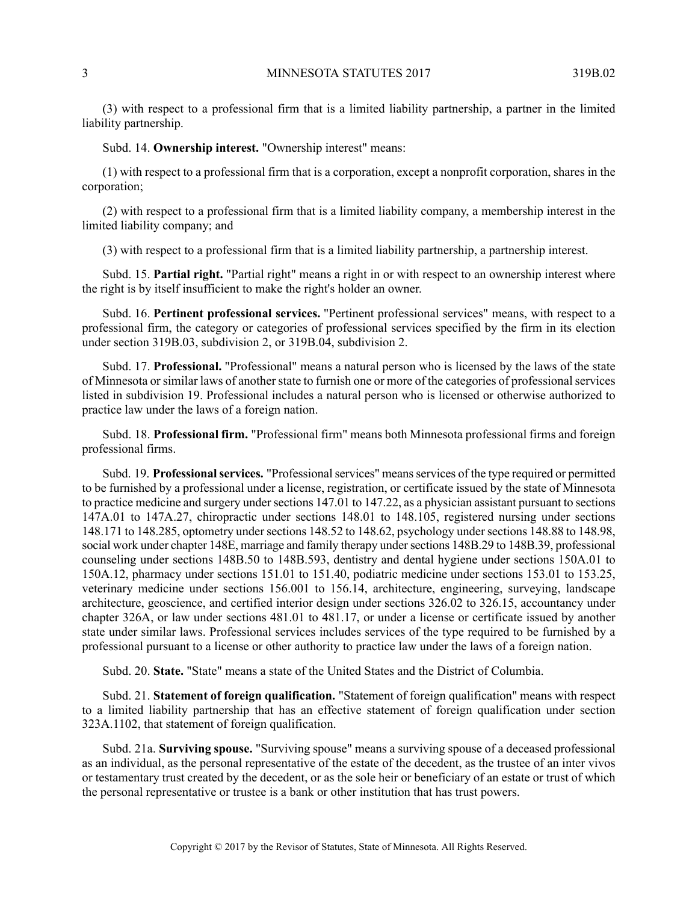(3) with respect to a professional firm that is a limited liability partnership, a partner in the limited liability partnership.

Subd. 14. **Ownership interest.** "Ownership interest" means:

(1) with respect to a professional firm that is a corporation, except a nonprofit corporation, shares in the corporation;

(2) with respect to a professional firm that is a limited liability company, a membership interest in the limited liability company; and

(3) with respect to a professional firm that is a limited liability partnership, a partnership interest.

Subd. 15. **Partial right.** "Partial right" means a right in or with respect to an ownership interest where the right is by itself insufficient to make the right's holder an owner.

Subd. 16. **Pertinent professional services.** "Pertinent professional services" means, with respect to a professional firm, the category or categories of professional services specified by the firm in its election under section 319B.03, subdivision 2, or 319B.04, subdivision 2.

Subd. 17. **Professional.** "Professional" means a natural person who is licensed by the laws of the state of Minnesota or similar laws of another state to furnish one or more of the categories of professional services listed in subdivision 19. Professional includes a natural person who is licensed or otherwise authorized to practice law under the laws of a foreign nation.

Subd. 18. **Professional firm.** "Professional firm" means both Minnesota professional firms and foreign professional firms.

Subd. 19. **Professional services.** "Professional services" means services of the type required or permitted to be furnished by a professional under a license, registration, or certificate issued by the state of Minnesota to practice medicine and surgery under sections 147.01 to 147.22, as a physician assistant pursuant to sections 147A.01 to 147A.27, chiropractic under sections 148.01 to 148.105, registered nursing under sections 148.171 to 148.285, optometry under sections 148.52 to 148.62, psychology under sections 148.88 to 148.98, social work under chapter 148E, marriage and family therapy under sections 148B.29 to 148B.39, professional counseling under sections 148B.50 to 148B.593, dentistry and dental hygiene under sections 150A.01 to 150A.12, pharmacy under sections 151.01 to 151.40, podiatric medicine under sections 153.01 to 153.25, veterinary medicine under sections 156.001 to 156.14, architecture, engineering, surveying, landscape architecture, geoscience, and certified interior design under sections 326.02 to 326.15, accountancy under chapter 326A, or law under sections 481.01 to 481.17, or under a license or certificate issued by another state under similar laws. Professional services includes services of the type required to be furnished by a professional pursuant to a license or other authority to practice law under the laws of a foreign nation.

Subd. 20. **State.** "State" means a state of the United States and the District of Columbia.

Subd. 21. **Statement of foreign qualification.** "Statement of foreign qualification" means with respect to a limited liability partnership that has an effective statement of foreign qualification under section 323A.1102, that statement of foreign qualification.

Subd. 21a. **Surviving spouse.** "Surviving spouse" means a surviving spouse of a deceased professional as an individual, as the personal representative of the estate of the decedent, as the trustee of an inter vivos or testamentary trust created by the decedent, or as the sole heir or beneficiary of an estate or trust of which the personal representative or trustee is a bank or other institution that has trust powers.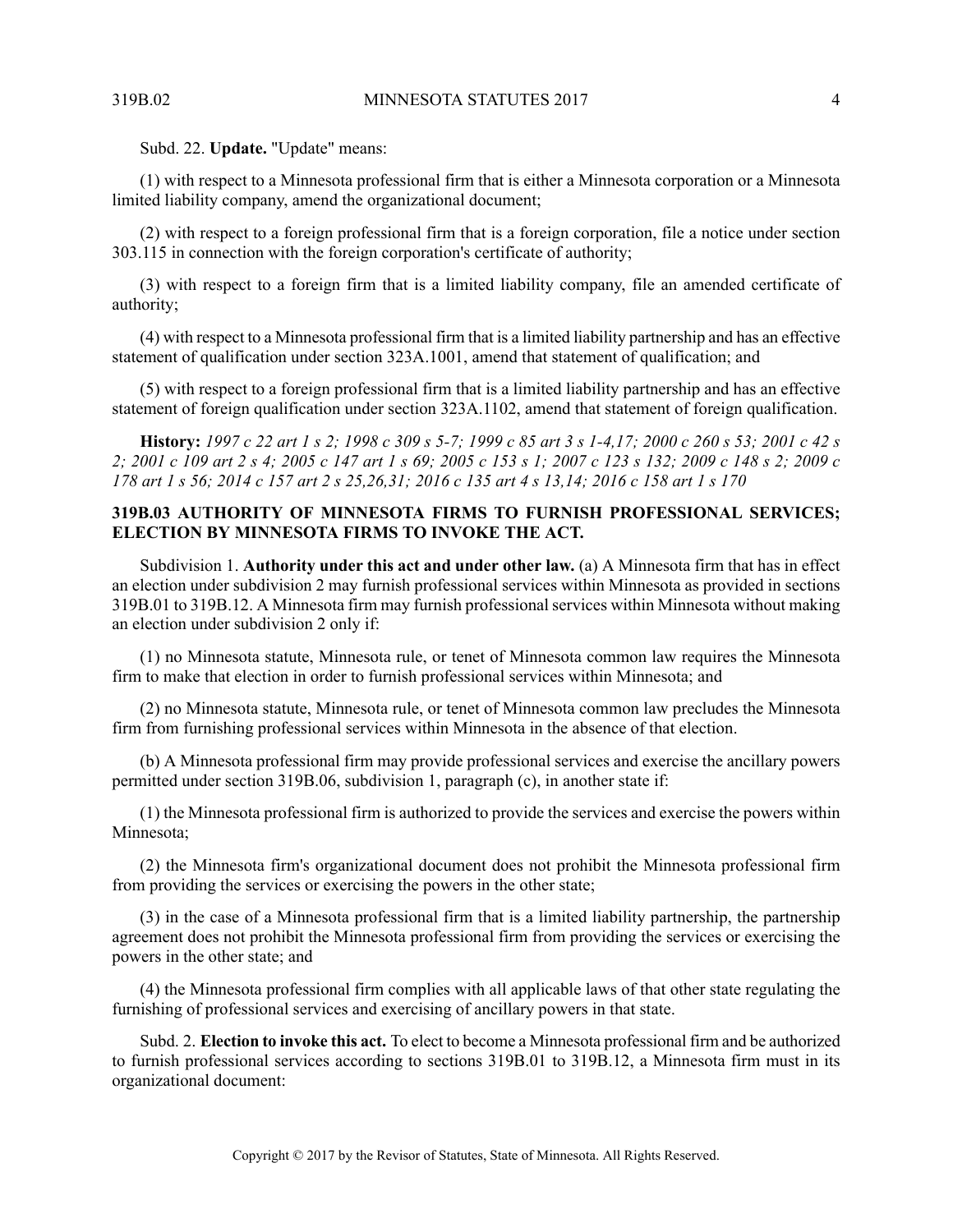Subd. 22. **Update.** "Update" means:

(1) with respect to a Minnesota professional firm that is either a Minnesota corporation or a Minnesota limited liability company, amend the organizational document;

(2) with respect to a foreign professional firm that is a foreign corporation, file a notice under section 303.115 in connection with the foreign corporation's certificate of authority;

(3) with respect to a foreign firm that is a limited liability company, file an amended certificate of authority;

(4) with respect to a Minnesota professional firm that is a limited liability partnership and has an effective statement of qualification under section 323A.1001, amend that statement of qualification; and

(5) with respect to a foreign professional firm that is a limited liability partnership and has an effective statement of foreign qualification under section 323A.1102, amend that statement of foreign qualification.

**History:** *1997 c 22 art 1 s 2; 1998 c 309 s 5-7; 1999 c 85 art 3 s 1-4,17; 2000 c 260 s 53; 2001 c 42 s 2; 2001 c 109 art 2 s 4; 2005 c 147 art 1 s 69; 2005 c 153 s 1; 2007 c 123 s 132; 2009 c 148 s 2; 2009 c 178 art 1 s 56; 2014 c 157 art 2 s 25,26,31; 2016 c 135 art 4 s 13,14; 2016 c 158 art 1 s 170*

### 319B.03 AUTHORITY OF MINNESOTA FIRMS TO FURNISH PROFESSIONAL SERVICES; ELECTION BY MINNESOTA FIRMS TO INVOKE THE ACT.

Subdivision 1. **Authority under this act and under other law.** (a) A Minnesota firm that has in effect an election under subdivision 2 may furnish professional services within Minnesota as provided in sections 319B.01 to 319B.12. A Minnesota firm may furnish professional services within Minnesota without making an election under subdivision 2 only if:

(1) no Minnesota statute, Minnesota rule, or tenet of Minnesota common law requires the Minnesota firm to make that election in order to furnish professional services within Minnesota; and

(2) no Minnesota statute, Minnesota rule, or tenet of Minnesota common law precludes the Minnesota firm from furnishing professional services within Minnesota in the absence of that election.

(b) A Minnesota professional firm may provide professional services and exercise the ancillary powers permitted under section 319B.06, subdivision 1, paragraph (c), in another state if:

(1) the Minnesota professional firm is authorized to provide the services and exercise the powers within Minnesota;

(2) the Minnesota firm's organizational document does not prohibit the Minnesota professional firm from providing the services or exercising the powers in the other state;

(3) in the case of a Minnesota professional firm that is a limited liability partnership, the partnership agreement does not prohibit the Minnesota professional firm from providing the services or exercising the powers in the other state; and

(4) the Minnesota professional firm complies with all applicable laws of that other state regulating the furnishing of professional services and exercising of ancillary powers in that state.

Subd. 2. **Election to invoke this act.** To elect to become a Minnesota professional firm and be authorized to furnish professional services according to sections 319B.01 to 319B.12, a Minnesota firm must in its organizational document: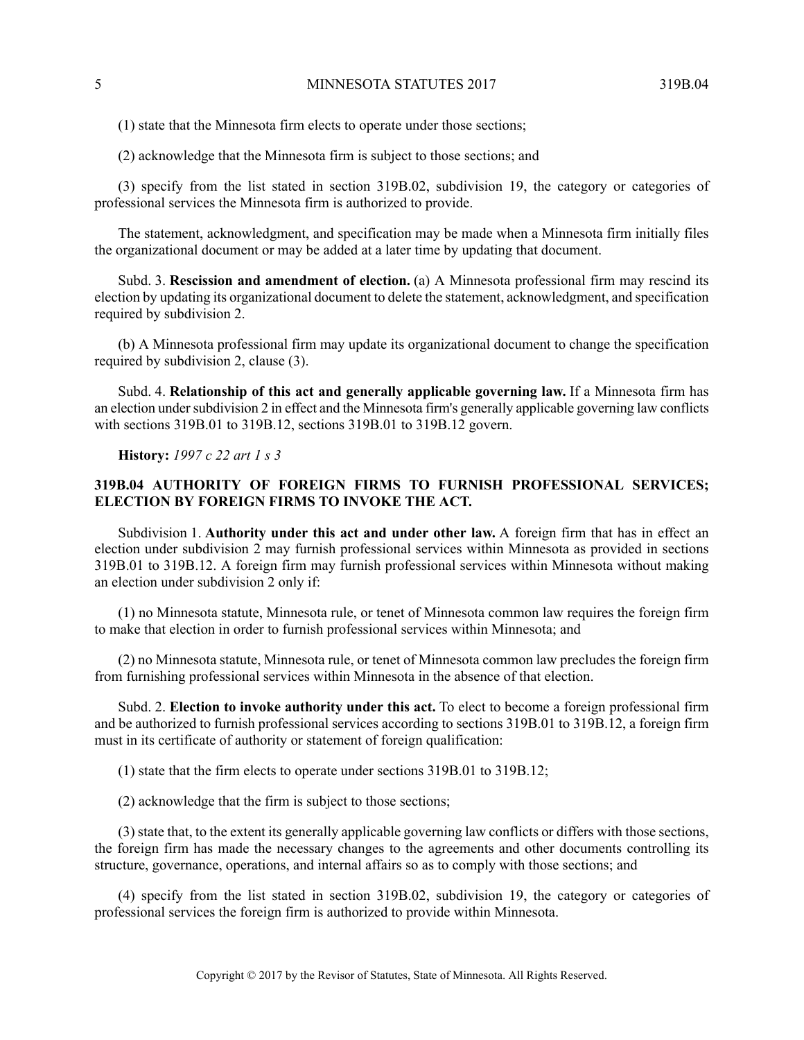(1) state that the Minnesota firm elects to operate under those sections;

(2) acknowledge that the Minnesota firm is subject to those sections; and

(3) specify from the list stated in section 319B.02, subdivision 19, the category or categories of professional services the Minnesota firm is authorized to provide.

The statement, acknowledgment, and specification may be made when a Minnesota firm initially files the organizational document or may be added at a later time by updating that document.

Subd. 3. **Rescission and amendment of election.** (a) A Minnesota professional firm may rescind its election by updating its organizational document to delete the statement, acknowledgment, and specification required by subdivision 2.

(b) A Minnesota professional firm may update its organizational document to change the specification required by subdivision 2, clause (3).

Subd. 4. **Relationship of this act and generally applicable governing law.** If a Minnesota firm has an election under subdivision 2 in effect and the Minnesota firm's generally applicable governing law conflicts with sections 319B.01 to 319B.12, sections 319B.01 to 319B.12 govern.

**History:** *1997 c 22 art 1 s 3*

## 319B.04 AUTHORITY OF FOREIGN FIRMS TO FURNISH PROFESSIONAL SERVICES; ELECTION BY FOREIGN FIRMS TO INVOKE THE ACT.

Subdivision 1. **Authority under this act and under other law.** A foreign firm that has in effect an election under subdivision 2 may furnish professional services within Minnesota as provided in sections 319B.01 to 319B.12. A foreign firm may furnish professional services within Minnesota without making an election under subdivision 2 only if:

(1) no Minnesota statute, Minnesota rule, or tenet of Minnesota common law requires the foreign firm to make that election in order to furnish professional services within Minnesota; and

(2) no Minnesota statute, Minnesota rule, or tenet of Minnesota common law precludes the foreign firm from furnishing professional services within Minnesota in the absence of that election.

Subd. 2. **Election to invoke authority under this act.** To elect to become a foreign professional firm and be authorized to furnish professional services according to sections 319B.01 to 319B.12, a foreign firm must in its certificate of authority or statement of foreign qualification:

(1) state that the firm elects to operate under sections 319B.01 to 319B.12;

(2) acknowledge that the firm is subject to those sections;

(3) state that, to the extent its generally applicable governing law conflicts or differs with those sections, the foreign firm has made the necessary changes to the agreements and other documents controlling its structure, governance, operations, and internal affairs so as to comply with those sections; and

(4) specify from the list stated in section 319B.02, subdivision 19, the category or categories of professional services the foreign firm is authorized to provide within Minnesota.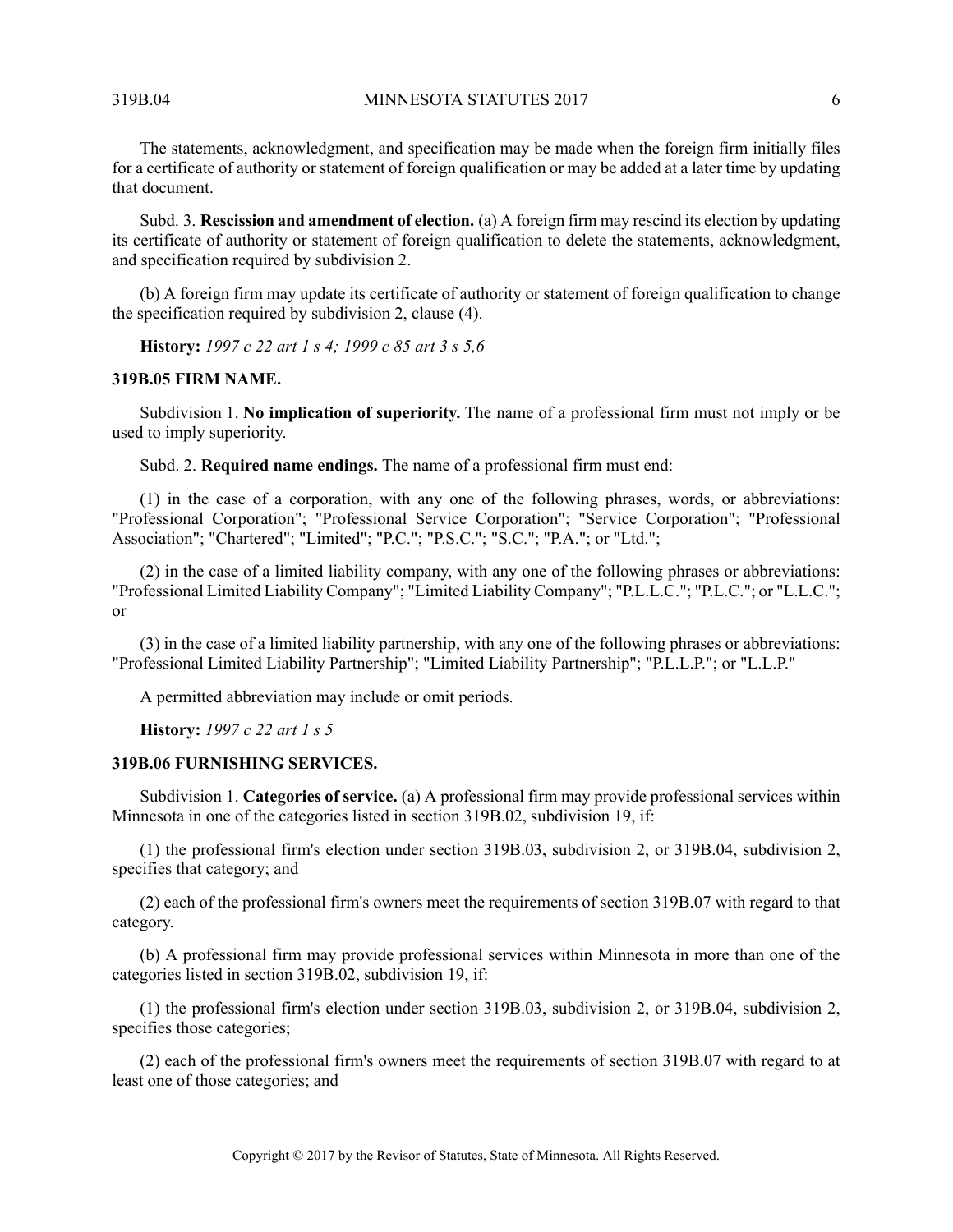The statements, acknowledgment, and specification may be made when the foreign firm initially files for a certificate of authority or statement of foreign qualification or may be added at a later time by updating that document.

Subd. 3. **Rescission and amendment of election.** (a) A foreign firm may rescind its election by updating its certificate of authority or statement of foreign qualification to delete the statements, acknowledgment, and specification required by subdivision 2.

(b) A foreign firm may update its certificate of authority or statement of foreign qualification to change the specification required by subdivision 2, clause (4).

**History:** *1997 c 22 art 1 s 4; 1999 c 85 art 3 s 5,6*

### 319B.05 FIRM NAME.

Subdivision 1. **No implication of superiority.** The name of a professional firm must not imply or be used to imply superiority.

Subd. 2. **Required name endings.** The name of a professional firm must end:

(1) in the case of a corporation, with any one of the following phrases, words, or abbreviations: "Professional Corporation"; "Professional Service Corporation"; "Service Corporation"; "Professional Association"; "Chartered"; "Limited"; "P.C."; "P.S.C."; "S.C."; "P.A."; or "Ltd.";

(2) in the case of a limited liability company, with any one of the following phrases or abbreviations: "Professional Limited Liability Company"; "Limited Liability Company"; "P.L.L.C."; "P.L.C."; or "L.L.C."; or

(3) in the case of a limited liability partnership, with any one of the following phrases or abbreviations: "Professional Limited Liability Partnership"; "Limited Liability Partnership"; "P.L.L.P."; or "L.L.P."

A permitted abbreviation may include or omit periods.

**History:** *1997 c 22 art 1 s 5*

### 319B.06 FURNISHING SERVICES.

Subdivision 1. **Categories of service.** (a) A professional firm may provide professional services within Minnesota in one of the categories listed in section 319B.02, subdivision 19, if:

(1) the professional firm's election under section 319B.03, subdivision 2, or 319B.04, subdivision 2, specifies that category; and

(2) each of the professional firm's owners meet the requirements of section 319B.07 with regard to that category.

(b) A professional firm may provide professional services within Minnesota in more than one of the categories listed in section 319B.02, subdivision 19, if:

(1) the professional firm's election under section 319B.03, subdivision 2, or 319B.04, subdivision 2, specifies those categories;

(2) each of the professional firm's owners meet the requirements of section 319B.07 with regard to at least one of those categories; and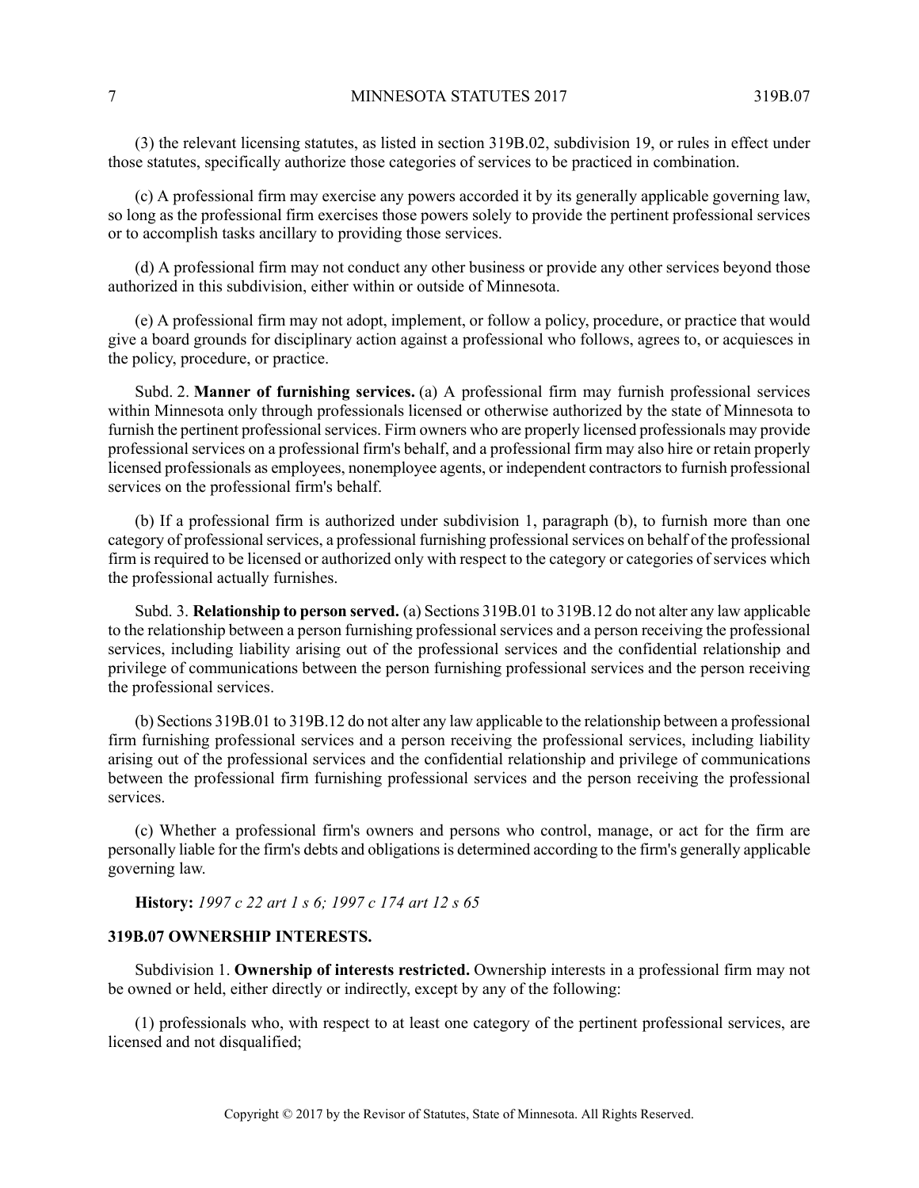(3) the relevant licensing statutes, as listed in section 319B.02, subdivision 19, or rules in effect under those statutes, specifically authorize those categories of services to be practiced in combination.

(c) A professional firm may exercise any powers accorded it by its generally applicable governing law, so long as the professional firm exercises those powers solely to provide the pertinent professional services or to accomplish tasks ancillary to providing those services.

(d) A professional firm may not conduct any other business or provide any other services beyond those authorized in this subdivision, either within or outside of Minnesota.

(e) A professional firm may not adopt, implement, or follow a policy, procedure, or practice that would give a board grounds for disciplinary action against a professional who follows, agrees to, or acquiesces in the policy, procedure, or practice.

Subd. 2. **Manner of furnishing services.** (a) A professional firm may furnish professional services within Minnesota only through professionals licensed or otherwise authorized by the state of Minnesota to furnish the pertinent professional services. Firm owners who are properly licensed professionals may provide professional services on a professional firm's behalf, and a professional firm may also hire or retain properly licensed professionals as employees, nonemployee agents, or independent contractors to furnish professional services on the professional firm's behalf.

(b) If a professional firm is authorized under subdivision 1, paragraph (b), to furnish more than one category of professional services, a professional furnishing professional services on behalf of the professional firm is required to be licensed or authorized only with respect to the category or categories of services which the professional actually furnishes.

Subd. 3. **Relationship to person served.** (a) Sections 319B.01 to 319B.12 do not alter any law applicable to the relationship between a person furnishing professional services and a person receiving the professional services, including liability arising out of the professional services and the confidential relationship and privilege of communications between the person furnishing professional services and the person receiving the professional services.

(b) Sections 319B.01 to 319B.12 do not alter any law applicable to the relationship between a professional firm furnishing professional services and a person receiving the professional services, including liability arising out of the professional services and the confidential relationship and privilege of communications between the professional firm furnishing professional services and the person receiving the professional services.

(c) Whether a professional firm's owners and persons who control, manage, or act for the firm are personally liable for the firm's debts and obligations is determined according to the firm's generally applicable governing law.

**History:** *1997 c 22 art 1 s 6; 1997 c 174 art 12 s 65*

### 319B.07 OWNERSHIP INTERESTS.

Subdivision 1. **Ownership of interests restricted.** Ownership interests in a professional firm may not be owned or held, either directly or indirectly, except by any of the following:

(1) professionals who, with respect to at least one category of the pertinent professional services, are licensed and not disqualified;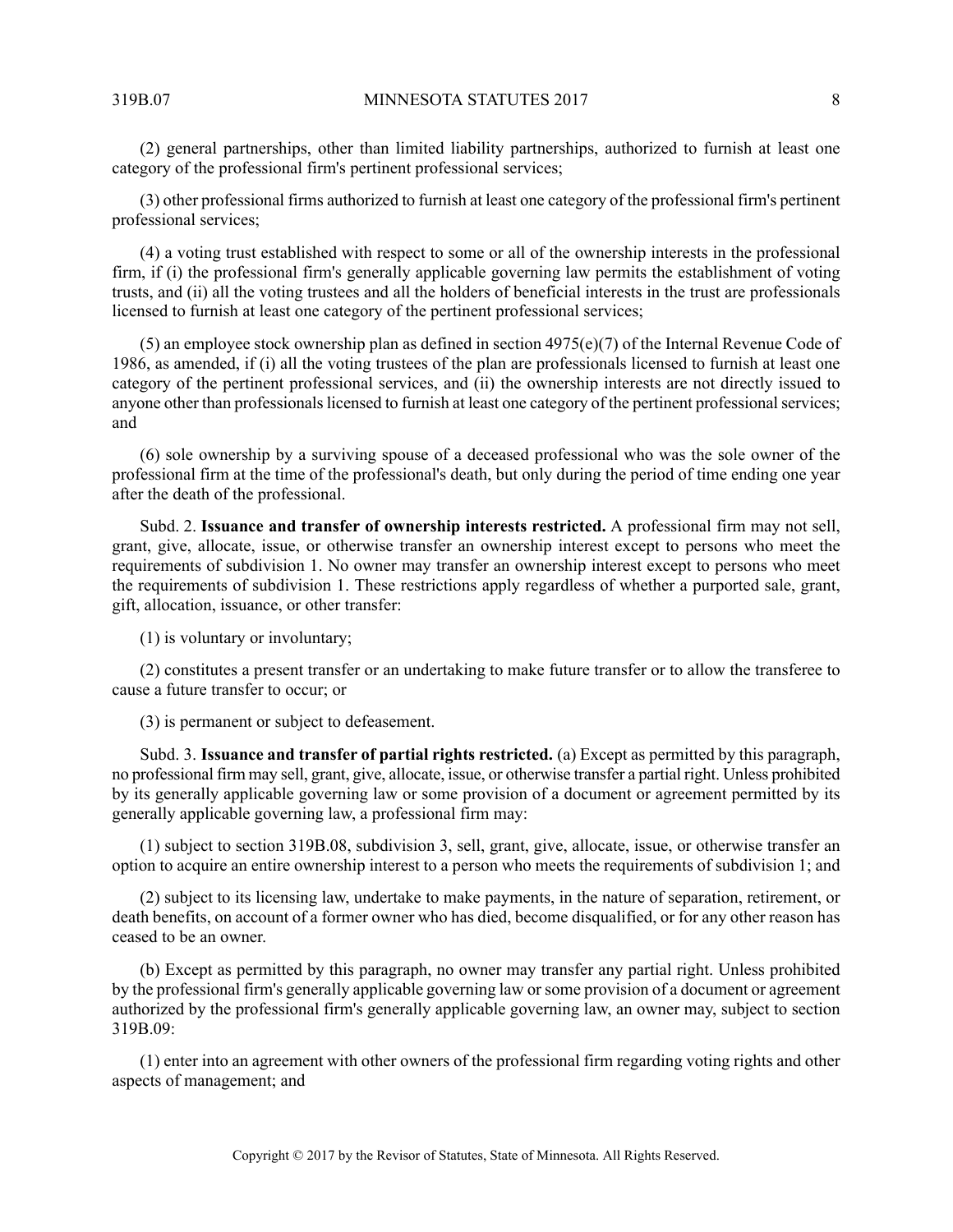(2) general partnerships, other than limited liability partnerships, authorized to furnish at least one category of the professional firm's pertinent professional services;

(3) other professional firms authorized to furnish at least one category of the professional firm's pertinent professional services;

(4) a voting trust established with respect to some or all of the ownership interests in the professional firm, if (i) the professional firm's generally applicable governing law permits the establishment of voting trusts, and (ii) all the voting trustees and all the holders of beneficial interests in the trust are professionals licensed to furnish at least one category of the pertinent professional services;

(5) an employee stock ownership plan as defined in section 4975(e)(7) of the Internal Revenue Code of 1986, as amended, if (i) all the voting trustees of the plan are professionals licensed to furnish at least one category of the pertinent professional services, and (ii) the ownership interests are not directly issued to anyone other than professionals licensed to furnish at least one category of the pertinent professional services; and

(6) sole ownership by a surviving spouse of a deceased professional who was the sole owner of the professional firm at the time of the professional's death, but only during the period of time ending one year after the death of the professional.

Subd. 2. **Issuance and transfer of ownership interests restricted.** A professional firm may not sell, grant, give, allocate, issue, or otherwise transfer an ownership interest except to persons who meet the requirements of subdivision 1. No owner may transfer an ownership interest except to persons who meet the requirements of subdivision 1. These restrictions apply regardless of whether a purported sale, grant, gift, allocation, issuance, or other transfer:

(1) is voluntary or involuntary;

(2) constitutes a present transfer or an undertaking to make future transfer or to allow the transferee to cause a future transfer to occur; or

(3) is permanent or subject to defeasement.

Subd. 3. **Issuance and transfer of partial rights restricted.** (a) Except as permitted by this paragraph, no professional firm may sell, grant, give, allocate, issue, or otherwise transfer a partial right. Unless prohibited by its generally applicable governing law or some provision of a document or agreement permitted by its generally applicable governing law, a professional firm may:

(1) subject to section 319B.08, subdivision 3, sell, grant, give, allocate, issue, or otherwise transfer an option to acquire an entire ownership interest to a person who meets the requirements of subdivision 1; and

(2) subject to its licensing law, undertake to make payments, in the nature of separation, retirement, or death benefits, on account of a former owner who has died, become disqualified, or for any other reason has ceased to be an owner.

(b) Except as permitted by this paragraph, no owner may transfer any partial right. Unless prohibited by the professional firm's generally applicable governing law or some provision of a document or agreement authorized by the professional firm's generally applicable governing law, an owner may, subject to section 319B.09:

(1) enter into an agreement with other owners of the professional firm regarding voting rights and other aspects of management; and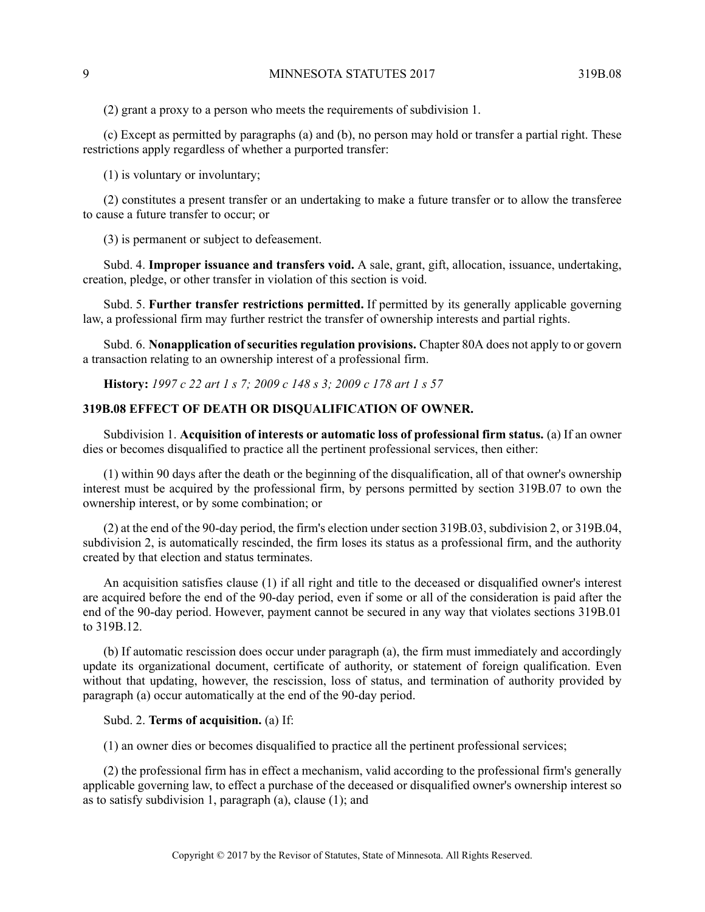(2) grant a proxy to a person who meets the requirements of subdivision 1.

(c) Except as permitted by paragraphs (a) and (b), no person may hold or transfer a partial right. These restrictions apply regardless of whether a purported transfer:

(1) is voluntary or involuntary;

(2) constitutes a present transfer or an undertaking to make a future transfer or to allow the transferee to cause a future transfer to occur; or

(3) is permanent or subject to defeasement.

Subd. 4. **Improper issuance and transfers void.** A sale, grant, gift, allocation, issuance, undertaking, creation, pledge, or other transfer in violation of this section is void.

Subd. 5. **Further transfer restrictions permitted.** If permitted by its generally applicable governing law, a professional firm may further restrict the transfer of ownership interests and partial rights.

Subd. 6. **Nonapplication of securities regulation provisions.** Chapter 80A does not apply to or govern a transaction relating to an ownership interest of a professional firm.

**History:** *1997 c 22 art 1 s 7; 2009 c 148 s 3; 2009 c 178 art 1 s 57*

## 319B.08 EFFECT OF DEATH OR DISQUALIFICATION OF OWNER.

Subdivision 1. **Acquisition of interests or automatic loss of professional firm status.** (a) If an owner dies or becomes disqualified to practice all the pertinent professional services, then either:

(1) within 90 days after the death or the beginning of the disqualification, all of that owner's ownership interest must be acquired by the professional firm, by persons permitted by section 319B.07 to own the ownership interest, or by some combination; or

(2) at the end of the 90-day period, the firm's election under section 319B.03, subdivision 2, or 319B.04, subdivision 2, is automatically rescinded, the firm loses its status as a professional firm, and the authority created by that election and status terminates.

An acquisition satisfies clause (1) if all right and title to the deceased or disqualified owner's interest are acquired before the end of the 90-day period, even if some or all of the consideration is paid after the end of the 90-day period. However, payment cannot be secured in any way that violates sections 319B.01 to 319B.12.

(b) If automatic rescission does occur under paragraph (a), the firm must immediately and accordingly update its organizational document, certificate of authority, or statement of foreign qualification. Even without that updating, however, the rescission, loss of status, and termination of authority provided by paragraph (a) occur automatically at the end of the 90-day period.

Subd. 2. **Terms of acquisition.** (a) If:

(1) an owner dies or becomes disqualified to practice all the pertinent professional services;

(2) the professional firm has in effect a mechanism, valid according to the professional firm's generally applicable governing law, to effect a purchase of the deceased or disqualified owner's ownership interest so as to satisfy subdivision 1, paragraph (a), clause (1); and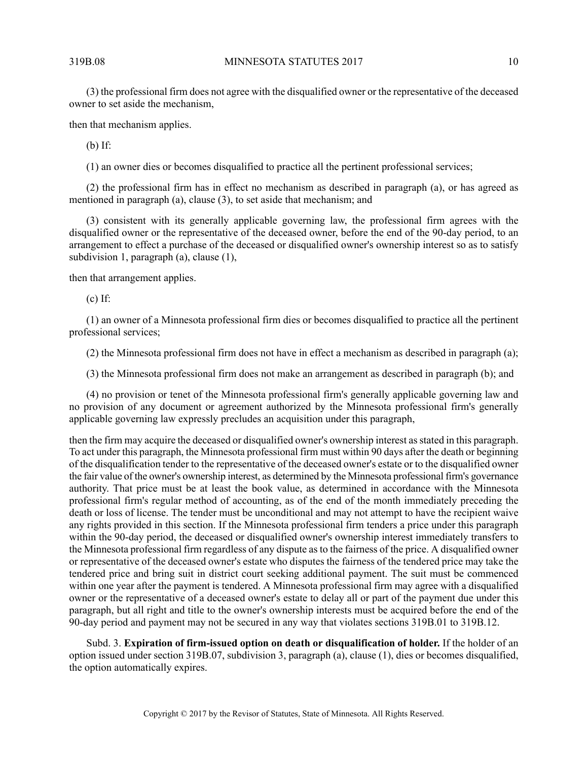(3) the professional firm does not agree with the disqualified owner or the representative of the deceased owner to set aside the mechanism,

then that mechanism applies.

(b) If:

(1) an owner dies or becomes disqualified to practice all the pertinent professional services;

(2) the professional firm has in effect no mechanism as described in paragraph (a), or has agreed as mentioned in paragraph (a), clause (3), to set aside that mechanism; and

(3) consistent with its generally applicable governing law, the professional firm agrees with the disqualified owner or the representative of the deceased owner, before the end of the 90-day period, to an arrangement to effect a purchase of the deceased or disqualified owner's ownership interest so as to satisfy subdivision 1, paragraph (a), clause (1),

then that arrangement applies.

(c) If:

(1) an owner of a Minnesota professional firm dies or becomes disqualified to practice all the pertinent professional services;

(2) the Minnesota professional firm does not have in effect a mechanism as described in paragraph (a);

(3) the Minnesota professional firm does not make an arrangement as described in paragraph (b); and

(4) no provision or tenet of the Minnesota professional firm's generally applicable governing law and no provision of any document or agreement authorized by the Minnesota professional firm's generally applicable governing law expressly precludes an acquisition under this paragraph,

then the firm may acquire the deceased or disqualified owner's ownership interest as stated in this paragraph. To act under this paragraph, the Minnesota professional firm must within 90 days after the death or beginning of the disqualification tender to the representative of the deceased owner's estate or to the disqualified owner the fair value of the owner's ownership interest, as determined by the Minnesota professional firm's governance authority. That price must be at least the book value, as determined in accordance with the Minnesota professional firm's regular method of accounting, as of the end of the month immediately preceding the death or loss of license. The tender must be unconditional and may not attempt to have the recipient waive any rights provided in this section. If the Minnesota professional firm tenders a price under this paragraph within the 90-day period, the deceased or disqualified owner's ownership interest immediately transfers to the Minnesota professional firm regardless of any dispute as to the fairness of the price. A disqualified owner or representative of the deceased owner's estate who disputes the fairness of the tendered price may take the tendered price and bring suit in district court seeking additional payment. The suit must be commenced within one year after the payment is tendered. A Minnesota professional firm may agree with a disqualified owner or the representative of a deceased owner's estate to delay all or part of the payment due under this paragraph, but all right and title to the owner's ownership interests must be acquired before the end of the 90-day period and payment may not be secured in any way that violates sections 319B.01 to 319B.12.

Subd. 3. **Expiration of firm-issued option on death or disqualification of holder.** If the holder of an option issued under section 319B.07, subdivision 3, paragraph (a), clause (1), dies or becomes disqualified, the option automatically expires.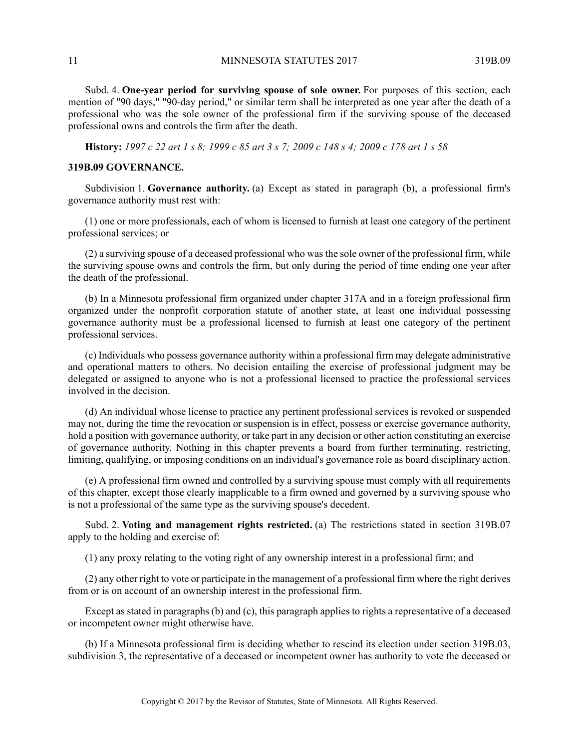Subd. 4. **One-year period for surviving spouse of sole owner.** For purposes of this section, each mention of "90 days," "90-day period," or similar term shall be interpreted as one year after the death of a professional who was the sole owner of the professional firm if the surviving spouse of the deceased professional owns and controls the firm after the death.

**History:** *1997 c 22 art 1 s 8; 1999 c 85 art 3 s 7; 2009 c 148 s 4; 2009 c 178 art 1 s 58*

### 319B.09 GOVERNANCE.

Subdivision 1. **Governance authority.** (a) Except as stated in paragraph (b), a professional firm's governance authority must rest with:

(1) one or more professionals, each of whom is licensed to furnish at least one category of the pertinent professional services; or

(2) a surviving spouse of a deceased professional who was the sole owner of the professional firm, while the surviving spouse owns and controls the firm, but only during the period of time ending one year after the death of the professional.

(b) In a Minnesota professional firm organized under chapter 317A and in a foreign professional firm organized under the nonprofit corporation statute of another state, at least one individual possessing governance authority must be a professional licensed to furnish at least one category of the pertinent professional services.

(c) Individuals who possess governance authority within a professional firm may delegate administrative and operational matters to others. No decision entailing the exercise of professional judgment may be delegated or assigned to anyone who is not a professional licensed to practice the professional services involved in the decision.

(d) An individual whose license to practice any pertinent professional services is revoked or suspended may not, during the time the revocation or suspension is in effect, possess or exercise governance authority, hold a position with governance authority, or take part in any decision or other action constituting an exercise of governance authority. Nothing in this chapter prevents a board from further terminating, restricting, limiting, qualifying, or imposing conditions on an individual's governance role as board disciplinary action.

(e) A professional firm owned and controlled by a surviving spouse must comply with all requirements of this chapter, except those clearly inapplicable to a firm owned and governed by a surviving spouse who is not a professional of the same type as the surviving spouse's decedent.

Subd. 2. **Voting and management rights restricted.** (a) The restrictions stated in section 319B.07 apply to the holding and exercise of:

(1) any proxy relating to the voting right of any ownership interest in a professional firm; and

(2) any other right to vote or participate in the management of a professional firm where the right derives from or is on account of an ownership interest in the professional firm.

Except as stated in paragraphs (b) and (c), this paragraph applies to rights a representative of a deceased or incompetent owner might otherwise have.

(b) If a Minnesota professional firm is deciding whether to rescind its election under section 319B.03, subdivision 3, the representative of a deceased or incompetent owner has authority to vote the deceased or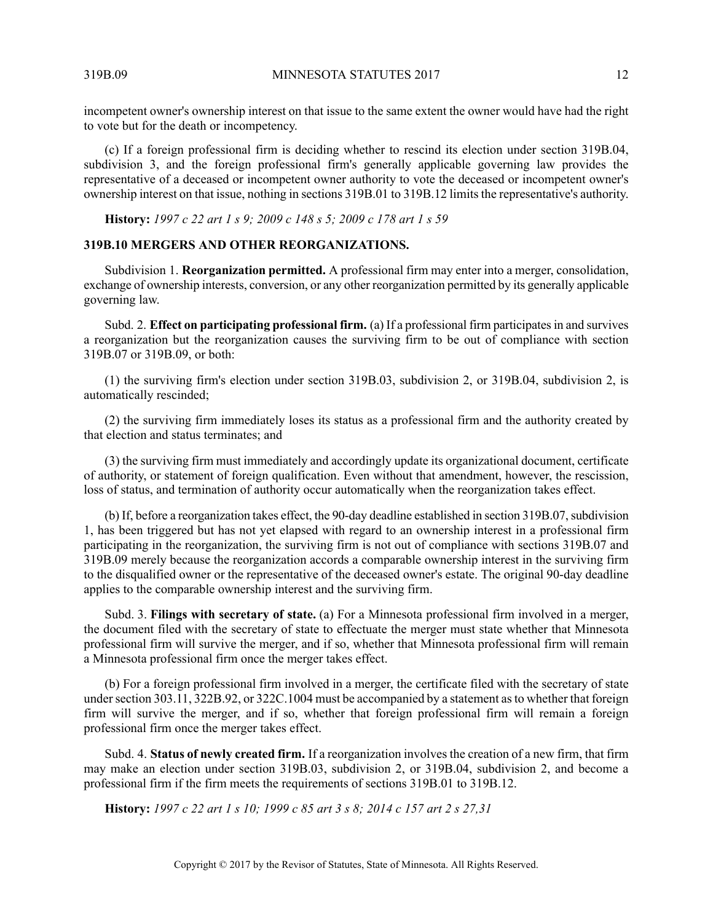incompetent owner's ownership interest on that issue to the same extent the owner would have had the right to vote but for the death or incompetency.

(c) If a foreign professional firm is deciding whether to rescind its election under section 319B.04, subdivision 3, and the foreign professional firm's generally applicable governing law provides the representative of a deceased or incompetent owner authority to vote the deceased or incompetent owner's ownership interest on that issue, nothing in sections 319B.01 to 319B.12 limits the representative's authority.

**History:** *1997 c 22 art 1 s 9; 2009 c 148 s 5; 2009 c 178 art 1 s 59*

### 319B.10 MERGERS AND OTHER REORGANIZATIONS.

Subdivision 1. **Reorganization permitted.** A professional firm may enter into a merger, consolidation, exchange of ownership interests, conversion, or any other reorganization permitted by its generally applicable governing law.

Subd. 2. **Effect on participating professional firm.** (a) If a professional firm participates in and survives a reorganization but the reorganization causes the surviving firm to be out of compliance with section 319B.07 or 319B.09, or both:

(1) the surviving firm's election under section 319B.03, subdivision 2, or 319B.04, subdivision 2, is automatically rescinded;

(2) the surviving firm immediately loses its status as a professional firm and the authority created by that election and status terminates; and

(3) the surviving firm must immediately and accordingly update its organizational document, certificate of authority, or statement of foreign qualification. Even without that amendment, however, the rescission, loss of status, and termination of authority occur automatically when the reorganization takes effect.

(b) If, before a reorganization takes effect, the 90-day deadline established in section 319B.07, subdivision 1, has been triggered but has not yet elapsed with regard to an ownership interest in a professional firm participating in the reorganization, the surviving firm is not out of compliance with sections 319B.07 and 319B.09 merely because the reorganization accords a comparable ownership interest in the surviving firm to the disqualified owner or the representative of the deceased owner's estate. The original 90-day deadline applies to the comparable ownership interest and the surviving firm.

Subd. 3. **Filings with secretary of state.** (a) For a Minnesota professional firm involved in a merger, the document filed with the secretary of state to effectuate the merger must state whether that Minnesota professional firm will survive the merger, and if so, whether that Minnesota professional firm will remain a Minnesota professional firm once the merger takes effect.

(b) For a foreign professional firm involved in a merger, the certificate filed with the secretary of state under section 303.11, 322B.92, or 322C.1004 must be accompanied by a statement as to whether that foreign firm will survive the merger, and if so, whether that foreign professional firm will remain a foreign professional firm once the merger takes effect.

Subd. 4. **Status of newly created firm.** If a reorganization involves the creation of a new firm, that firm may make an election under section 319B.03, subdivision 2, or 319B.04, subdivision 2, and become a professional firm if the firm meets the requirements of sections 319B.01 to 319B.12.

**History:** *1997 c 22 art 1 s 10; 1999 c 85 art 3 s 8; 2014 c 157 art 2 s 27,31*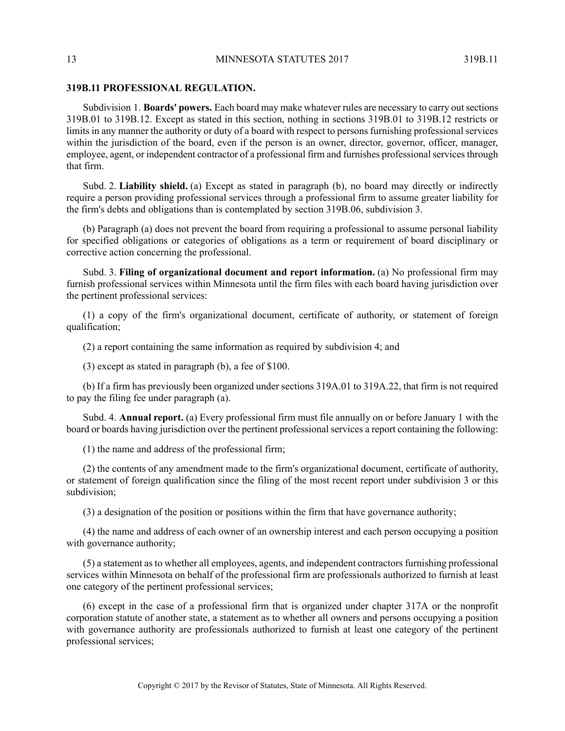**319B.11 PROFESSIONAL REGULATION.**

Subdivision 1. **Boards' powers.** Each board may make whatever rules are necessary to carry out sections 319B.01 to 319B.12. Except as stated in this section, nothing in sections 319B.01 to 319B.12 restricts or limits in any manner the authority or duty of a board with respect to persons furnishing professional services within the jurisdiction of the board, even if the person is an owner, director, governor, officer, manager, employee, agent, or independent contractor of a professional firm and furnishes professional services through that firm.

Subd. 2. **Liability shield.** (a) Except as stated in paragraph (b), no board may directly or indirectly require a person providing professional services through a professional firm to assume greater liability for the firm's debts and obligations than is contemplated by section 319B.06, subdivision 3.

(b) Paragraph (a) does not prevent the board from requiring a professional to assume personal liability for specified obligations or categories of obligations as a term or requirement of board disciplinary or corrective action concerning the professional.

Subd. 3. **Filing of organizational document and report information.** (a) No professional firm may furnish professional services within Minnesota until the firm files with each board having jurisdiction over the pertinent professional services:

(1) a copy of the firm's organizational document, certificate of authority, or statement of foreign qualification;

(2) a report containing the same information as required by subdivision 4; and

(3) except as stated in paragraph (b), a fee of $100.

(b) If a firm has previously been organized under sections 319A.01 to 319A.22, that firm is not required to pay the filing fee under paragraph (a).

Subd. 4. **Annual report.** (a) Every professional firm must file annually on or before January 1 with the board or boards having jurisdiction over the pertinent professional services a report containing the following:

(1) the name and address of the professional firm;

(2) the contents of any amendment made to the firm's organizational document, certificate of authority, or statement of foreign qualification since the filing of the most recent report under subdivision 3 or this subdivision;

(3) a designation of the position or positions within the firm that have governance authority;

(4) the name and address of each owner of an ownership interest and each person occupying a position with governance authority;

(5) a statement as to whether all employees, agents, and independent contractors furnishing professional services within Minnesota on behalf of the professional firm are professionals authorized to furnish at least one category of the pertinent professional services;

(6) except in the case of a professional firm that is organized under chapter 317A or the nonprofit corporation statute of another state, a statement as to whether all owners and persons occupying a position with governance authority are professionals authorized to furnish at least one category of the pertinent professional services;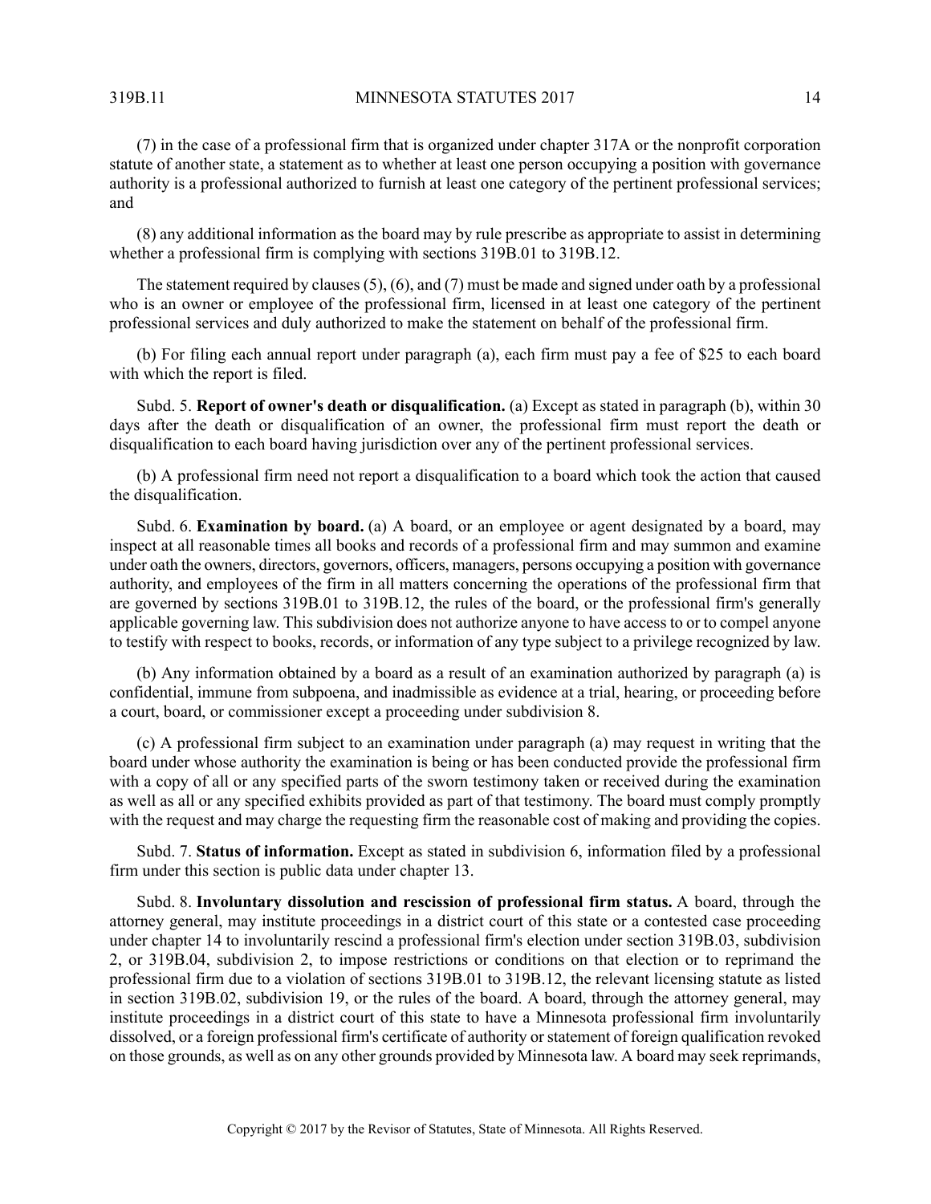(7) in the case of a professional firm that is organized under chapter 317A or the nonprofit corporation statute of another state, a statement as to whether at least one person occupying a position with governance authority is a professional authorized to furnish at least one category of the pertinent professional services; and

(8) any additional information as the board may by rule prescribe as appropriate to assist in determining whether a professional firm is complying with sections 319B.01 to 319B.12.

The statement required by clauses (5), (6), and (7) must be made and signed under oath by a professional who is an owner or employee of the professional firm, licensed in at least one category of the pertinent professional services and duly authorized to make the statement on behalf of the professional firm.

(b) For filing each annual report under paragraph (a), each firm must pay a fee of $25 to each board with which the report is filed.

Subd. 5. **Report of owner's death or disqualification.** (a) Except as stated in paragraph (b), within 30 days after the death or disqualification of an owner, the professional firm must report the death or disqualification to each board having jurisdiction over any of the pertinent professional services.

(b) A professional firm need not report a disqualification to a board which took the action that caused the disqualification.

Subd. 6. **Examination by board.** (a) A board, or an employee or agent designated by a board, may inspect at all reasonable times all books and records of a professional firm and may summon and examine under oath the owners, directors, governors, officers, managers, persons occupying a position with governance authority, and employees of the firm in all matters concerning the operations of the professional firm that are governed by sections 319B.01 to 319B.12, the rules of the board, or the professional firm's generally applicable governing law. This subdivision does not authorize anyone to have access to or to compel anyone to testify with respect to books, records, or information of any type subject to a privilege recognized by law.

(b) Any information obtained by a board as a result of an examination authorized by paragraph (a) is confidential, immune from subpoena, and inadmissible as evidence at a trial, hearing, or proceeding before a court, board, or commissioner except a proceeding under subdivision 8.

(c) A professional firm subject to an examination under paragraph (a) may request in writing that the board under whose authority the examination is being or has been conducted provide the professional firm with a copy of all or any specified parts of the sworn testimony taken or received during the examination as well as all or any specified exhibits provided as part of that testimony. The board must comply promptly with the request and may charge the requesting firm the reasonable cost of making and providing the copies.

Subd. 7. **Status of information.** Except as stated in subdivision 6, information filed by a professional firm under this section is public data under chapter 13.

Subd. 8. **Involuntary dissolution and rescission of professional firm status.** A board, through the attorney general, may institute proceedings in a district court of this state or a contested case proceeding under chapter 14 to involuntarily rescind a professional firm's election under section 319B.03, subdivision 2, or 319B.04, subdivision 2, to impose restrictions or conditions on that election or to reprimand the professional firm due to a violation of sections 319B.01 to 319B.12, the relevant licensing statute as listed in section 319B.02, subdivision 19, or the rules of the board. A board, through the attorney general, may institute proceedings in a district court of this state to have a Minnesota professional firm involuntarily dissolved, or a foreign professional firm's certificate of authority or statement of foreign qualification revoked on those grounds, as well as on any other grounds provided by Minnesota law. A board may seek reprimands,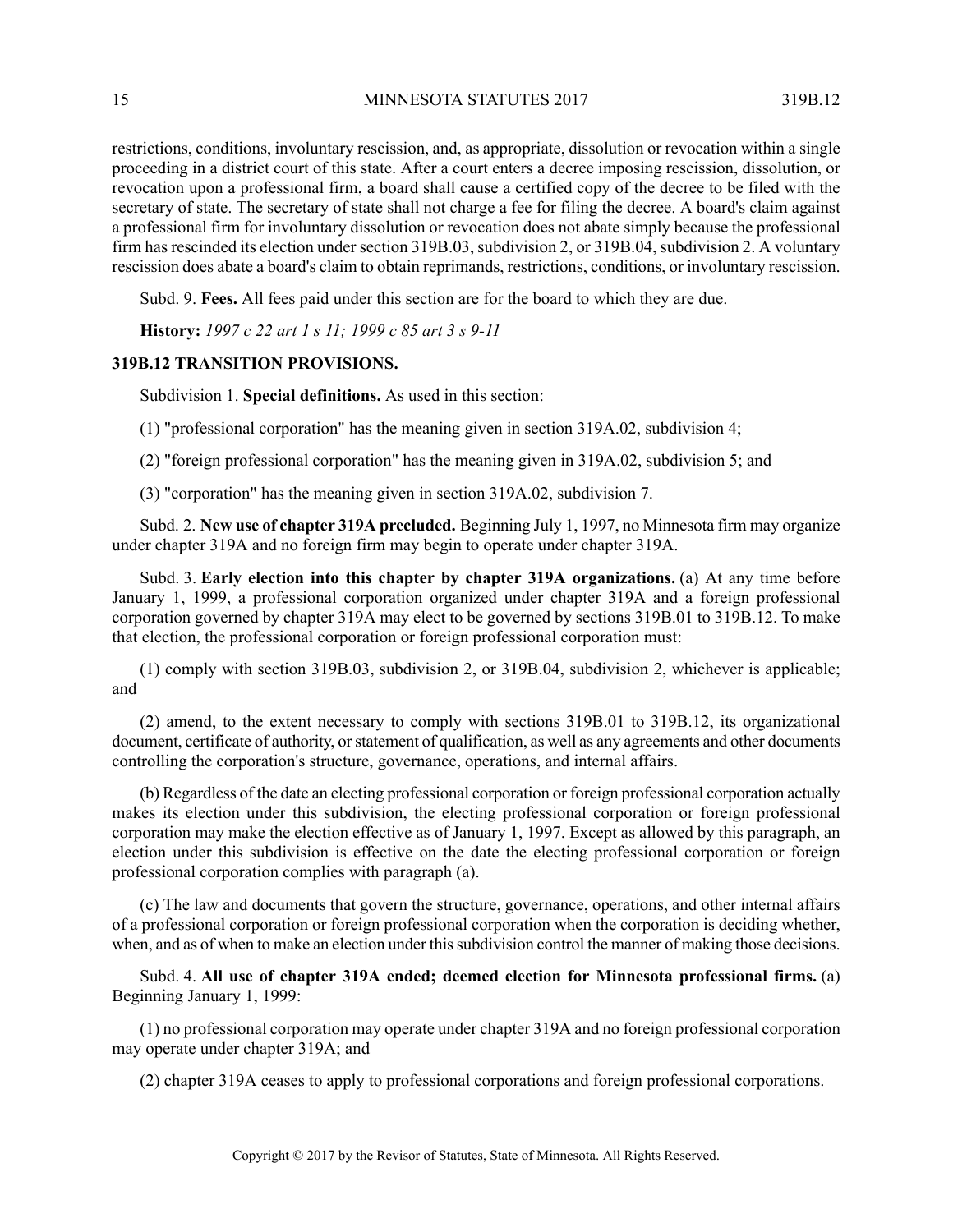restrictions, conditions, involuntary rescission, and, as appropriate, dissolution or revocation within a single proceeding in a district court of this state. After a court enters a decree imposing rescission, dissolution, or revocation upon a professional firm, a board shall cause a certified copy of the decree to be filed with the secretary of state. The secretary of state shall not charge a fee for filing the decree. A board's claim against a professional firm for involuntary dissolution or revocation does not abate simply because the professional firm has rescinded its election under section 319B.03, subdivision 2, or 319B.04, subdivision 2. A voluntary rescission does abate a board's claim to obtain reprimands, restrictions, conditions, or involuntary rescission.

Subd. 9. **Fees.** All fees paid under this section are for the board to which they are due.

**History:** *1997 c 22 art 1 s 11; 1999 c 85 art 3 s 9-11*

### 319B.12 TRANSITION PROVISIONS.

Subdivision 1. **Special definitions.** As used in this section:

(1) "professional corporation" has the meaning given in section 319A.02, subdivision 4;

(2) "foreign professional corporation" has the meaning given in 319A.02, subdivision 5; and

(3) "corporation" has the meaning given in section 319A.02, subdivision 7.

Subd. 2. **New use of chapter 319A precluded.** Beginning July 1, 1997, no Minnesota firm may organize under chapter 319A and no foreign firm may begin to operate under chapter 319A.

Subd. 3. **Early election into this chapter by chapter 319A organizations.** (a) At any time before January 1, 1999, a professional corporation organized under chapter 319A and a foreign professional corporation governed by chapter 319A may elect to be governed by sections 319B.01 to 319B.12. To make that election, the professional corporation or foreign professional corporation must:

(1) comply with section 319B.03, subdivision 2, or 319B.04, subdivision 2, whichever is applicable; and

(2) amend, to the extent necessary to comply with sections 319B.01 to 319B.12, its organizational document, certificate of authority, or statement of qualification, as well as any agreements and other documents controlling the corporation's structure, governance, operations, and internal affairs.

(b) Regardless of the date an electing professional corporation or foreign professional corporation actually makes its election under this subdivision, the electing professional corporation or foreign professional corporation may make the election effective as of January 1, 1997. Except as allowed by this paragraph, an election under this subdivision is effective on the date the electing professional corporation or foreign professional corporation complies with paragraph (a).

(c) The law and documents that govern the structure, governance, operations, and other internal affairs of a professional corporation or foreign professional corporation when the corporation is deciding whether, when, and as of when to make an election under this subdivision control the manner of making those decisions.

Subd. 4. **All use of chapter 319A ended; deemed election for Minnesota professional firms.** (a) Beginning January 1, 1999:

(1) no professional corporation may operate under chapter 319A and no foreign professional corporation may operate under chapter 319A; and

(2) chapter 319A ceases to apply to professional corporations and foreign professional corporations.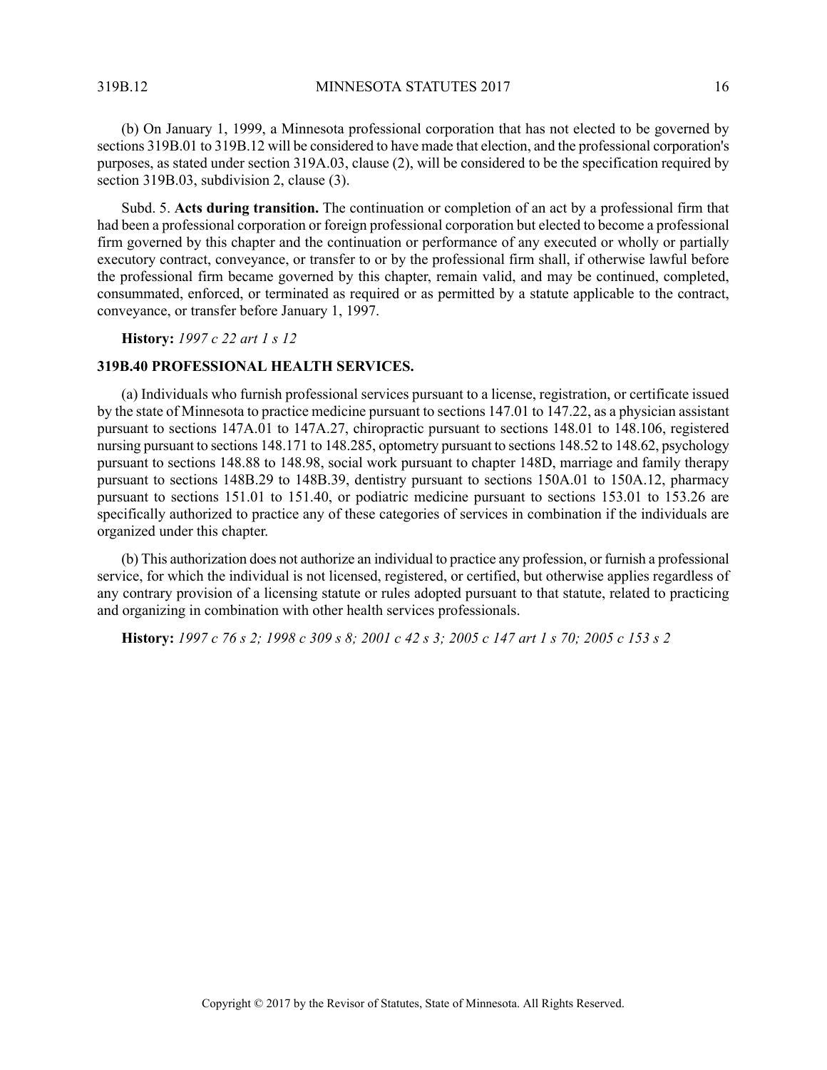(b) On January 1, 1999, a Minnesota professional corporation that has not elected to be governed by sections 319B.01 to 319B.12 will be considered to have made that election, and the professional corporation's purposes, as stated under section 319A.03, clause (2), will be considered to be the specification required by section 319B.03, subdivision 2, clause (3).

Subd. 5. **Acts during transition.** The continuation or completion of an act by a professional firm that had been a professional corporation or foreign professional corporation but elected to become a professional firm governed by this chapter and the continuation or performance of any executed or wholly or partially executory contract, conveyance, or transfer to or by the professional firm shall, if otherwise lawful before the professional firm became governed by this chapter, remain valid, and may be continued, completed, consummated, enforced, or terminated as required or as permitted by a statute applicable to the contract, conveyance, or transfer before January 1, 1997.

**History:** *1997 c 22 art 1 s 12*

### 319B.40 PROFESSIONAL HEALTH SERVICES.

(a) Individuals who furnish professional services pursuant to a license, registration, or certificate issued by the state of Minnesota to practice medicine pursuant to sections 147.01 to 147.22, as a physician assistant pursuant to sections 147A.01 to 147A.27, chiropractic pursuant to sections 148.01 to 148.106, registered nursing pursuant to sections 148.171 to 148.285, optometry pursuant to sections 148.52 to 148.62, psychology pursuant to sections 148.88 to 148.98, social work pursuant to chapter 148D, marriage and family therapy pursuant to sections 148B.29 to 148B.39, dentistry pursuant to sections 150A.01 to 150A.12, pharmacy pursuant to sections 151.01 to 151.40, or podiatric medicine pursuant to sections 153.01 to 153.26 are specifically authorized to practice any of these categories of services in combination if the individuals are organized under this chapter.

(b) This authorization does not authorize an individual to practice any profession, or furnish a professional service, for which the individual is not licensed, registered, or certified, but otherwise applies regardless of any contrary provision of a licensing statute or rules adopted pursuant to that statute, related to practicing and organizing in combination with other health services professionals.

**History:** *1997 c 76 s 2; 1998 c 309 s 8; 2001 c 42 s 3; 2005 c 147 art 1 s 70; 2005 c 153 s 2*